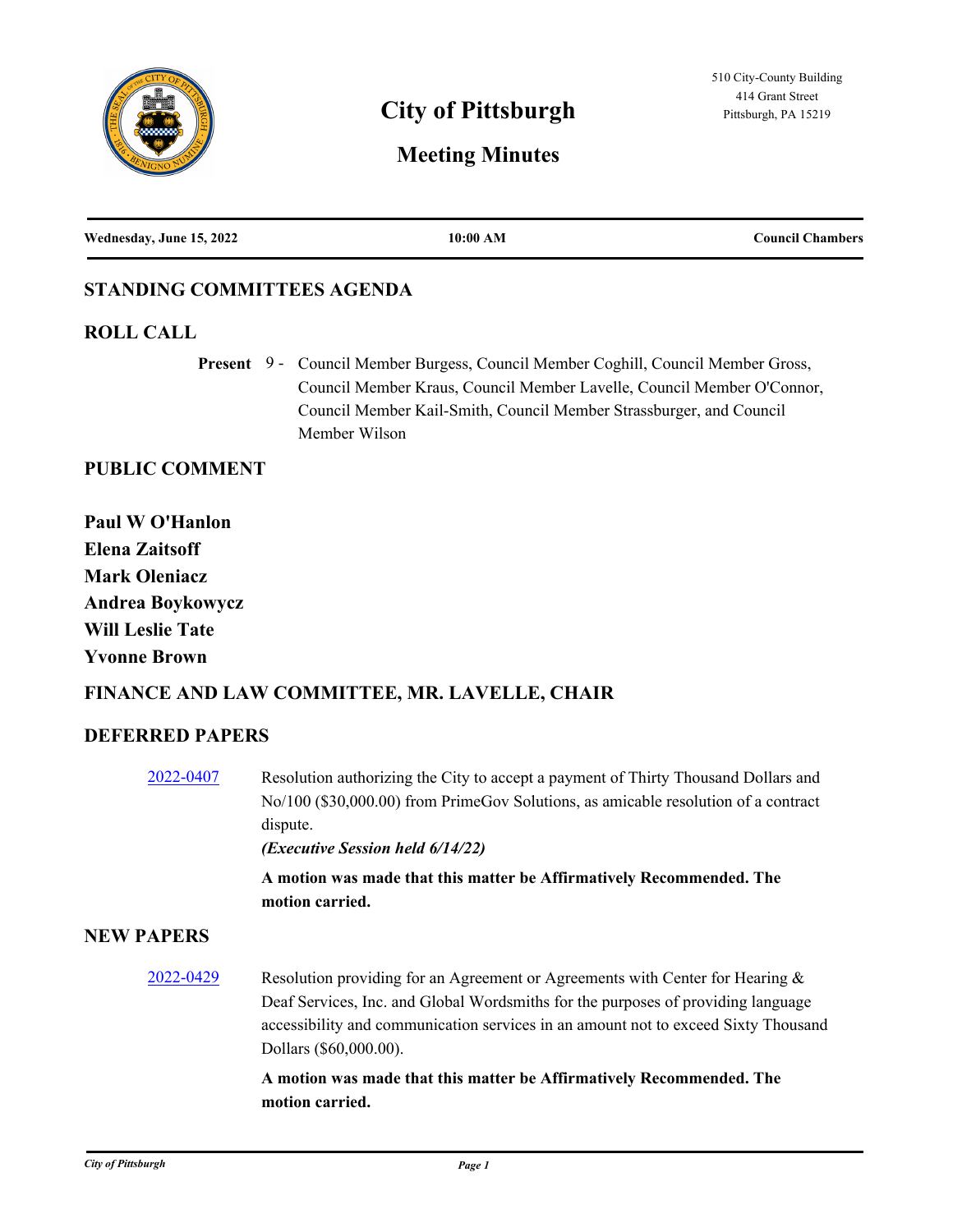# City of Pittsburgh

## Meeting Minutes

510 City-County Building
414 Grant Street
Pittsburgh, PA 15219

**Wednesday, June 15, 2022** | **10:00 AM** | **Council Chambers**

## STANDING COMMITTEES AGENDA

## ROLL CALL

**Present** 9 - Council Member Burgess, Council Member Coghill, Council Member Gross, Council Member Kraus, Council Member Lavelle, Council Member O'Connor, Council Member Kail-Smith, Council Member Strassburger, and Council Member Wilson

## PUBLIC COMMENT

**Paul W O'Hanlon**
**Elena Zaitsoff**
**Mark Oleniacz**
**Andrea Boykowycz**
**Will Leslie Tate**
**Yvonne Brown**

## FINANCE AND LAW COMMITTEE, MR. LAVELLE, CHAIR

## DEFERRED PAPERS

2022-0407 Resolution authorizing the City to accept a payment of Thirty Thousand Dollars and No/100 ($30,000.00) from PrimeGov Solutions, as amicable resolution of a contract dispute.

***(Executive Session held 6/14/22)***

**A motion was made that this matter be Affirmatively Recommended. The motion carried.**

## NEW PAPERS

2022-0429 Resolution providing for an Agreement or Agreements with Center for Hearing & Deaf Services, Inc. and Global Wordsmiths for the purposes of providing language accessibility and communication services in an amount not to exceed Sixty Thousand Dollars ($60,000.00).

**A motion was made that this matter be Affirmatively Recommended. The motion carried.**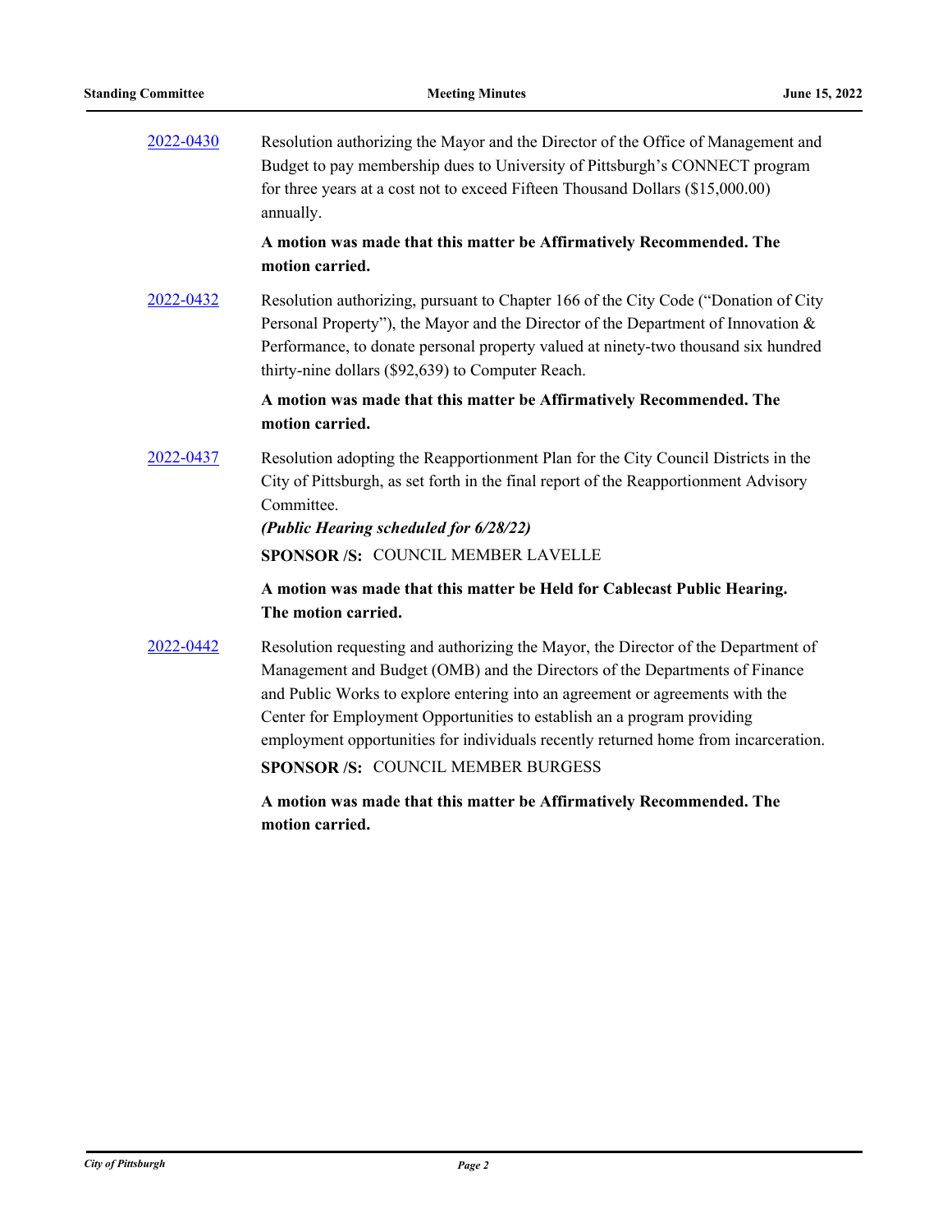2022-0430 Resolution authorizing the Mayor and the Director of the Office of Management and Budget to pay membership dues to University of Pittsburgh's CONNECT program for three years at a cost not to exceed Fifteen Thousand Dollars ($15,000.00) annually.

**A motion was made that this matter be Affirmatively Recommended. The motion carried.**

2022-0432 Resolution authorizing, pursuant to Chapter 166 of the City Code ("Donation of City Personal Property"), the Mayor and the Director of the Department of Innovation & Performance, to donate personal property valued at ninety-two thousand six hundred thirty-nine dollars ($92,639) to Computer Reach.

**A motion was made that this matter be Affirmatively Recommended. The motion carried.**

2022-0437 Resolution adopting the Reapportionment Plan for the City Council Districts in the City of Pittsburgh, as set forth in the final report of the Reapportionment Advisory Committee.

***(Public Hearing scheduled for 6/28/22)***

**SPONSOR /S:** COUNCIL MEMBER LAVELLE

**A motion was made that this matter be Held for Cablecast Public Hearing. The motion carried.**

2022-0442 Resolution requesting and authorizing the Mayor, the Director of the Department of Management and Budget (OMB) and the Directors of the Departments of Finance and Public Works to explore entering into an agreement or agreements with the Center for Employment Opportunities to establish an a program providing employment opportunities for individuals recently returned home from incarceration.

**SPONSOR /S:** COUNCIL MEMBER BURGESS

**A motion was made that this matter be Affirmatively Recommended. The motion carried.**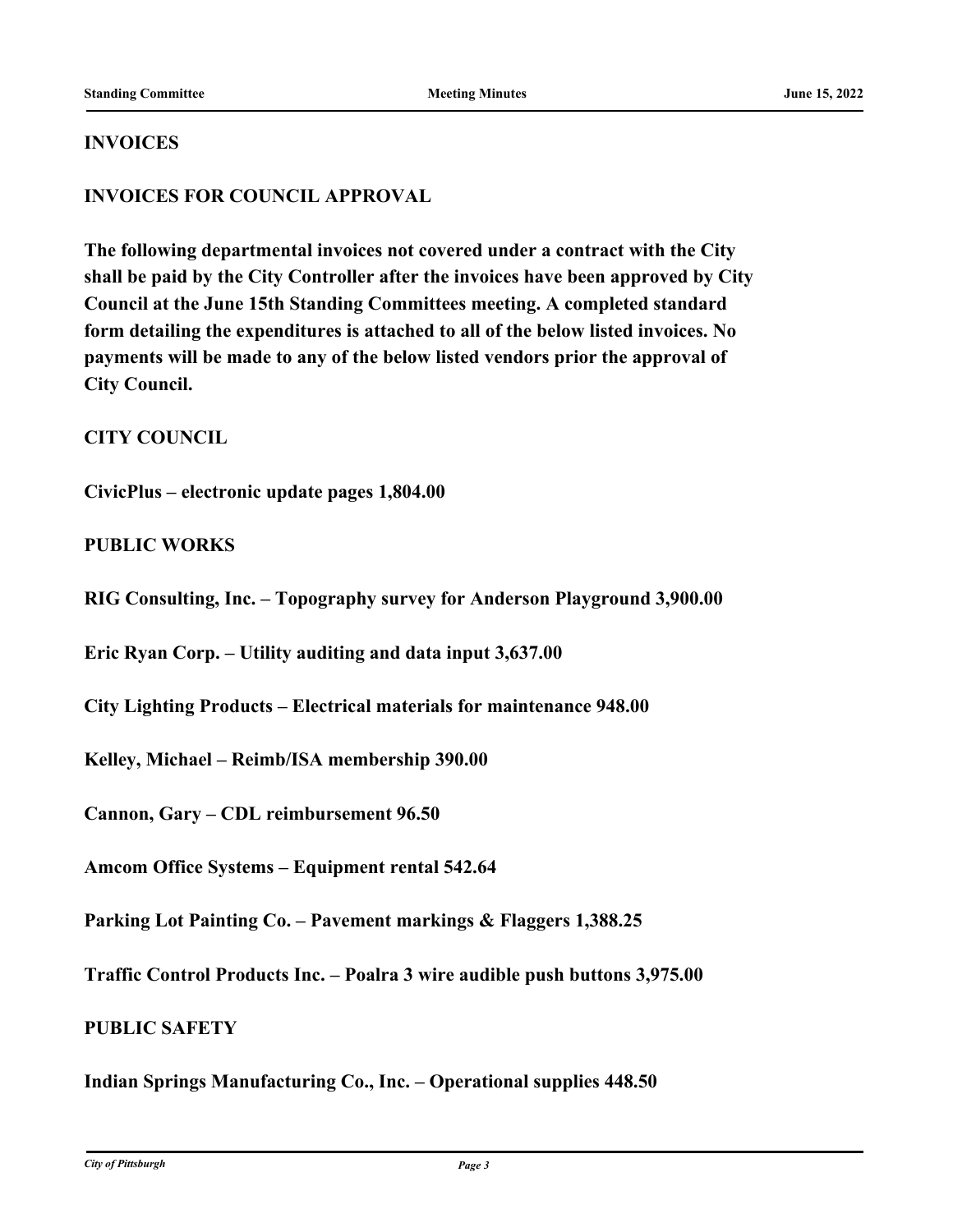## INVOICES

## INVOICES FOR COUNCIL APPROVAL

**The following departmental invoices not covered under a contract with the City shall be paid by the City Controller after the invoices have been approved by City Council at the June 15th Standing Committees meeting. A completed standard form detailing the expenditures is attached to all of the below listed invoices. No payments will be made to any of the below listed vendors prior the approval of City Council.**

### CITY COUNCIL

**CivicPlus – electronic update pages 1,804.00**

### PUBLIC WORKS

**RIG Consulting, Inc. – Topography survey for Anderson Playground 3,900.00**

**Eric Ryan Corp. – Utility auditing and data input 3,637.00**

**City Lighting Products – Electrical materials for maintenance 948.00**

**Kelley, Michael – Reimb/ISA membership 390.00**

**Cannon, Gary – CDL reimbursement 96.50**

**Amcom Office Systems – Equipment rental 542.64**

**Parking Lot Painting Co. – Pavement markings & Flaggers 1,388.25**

**Traffic Control Products Inc. – Poalra 3 wire audible push buttons 3,975.00**

### PUBLIC SAFETY

**Indian Springs Manufacturing Co., Inc. – Operational supplies 448.50**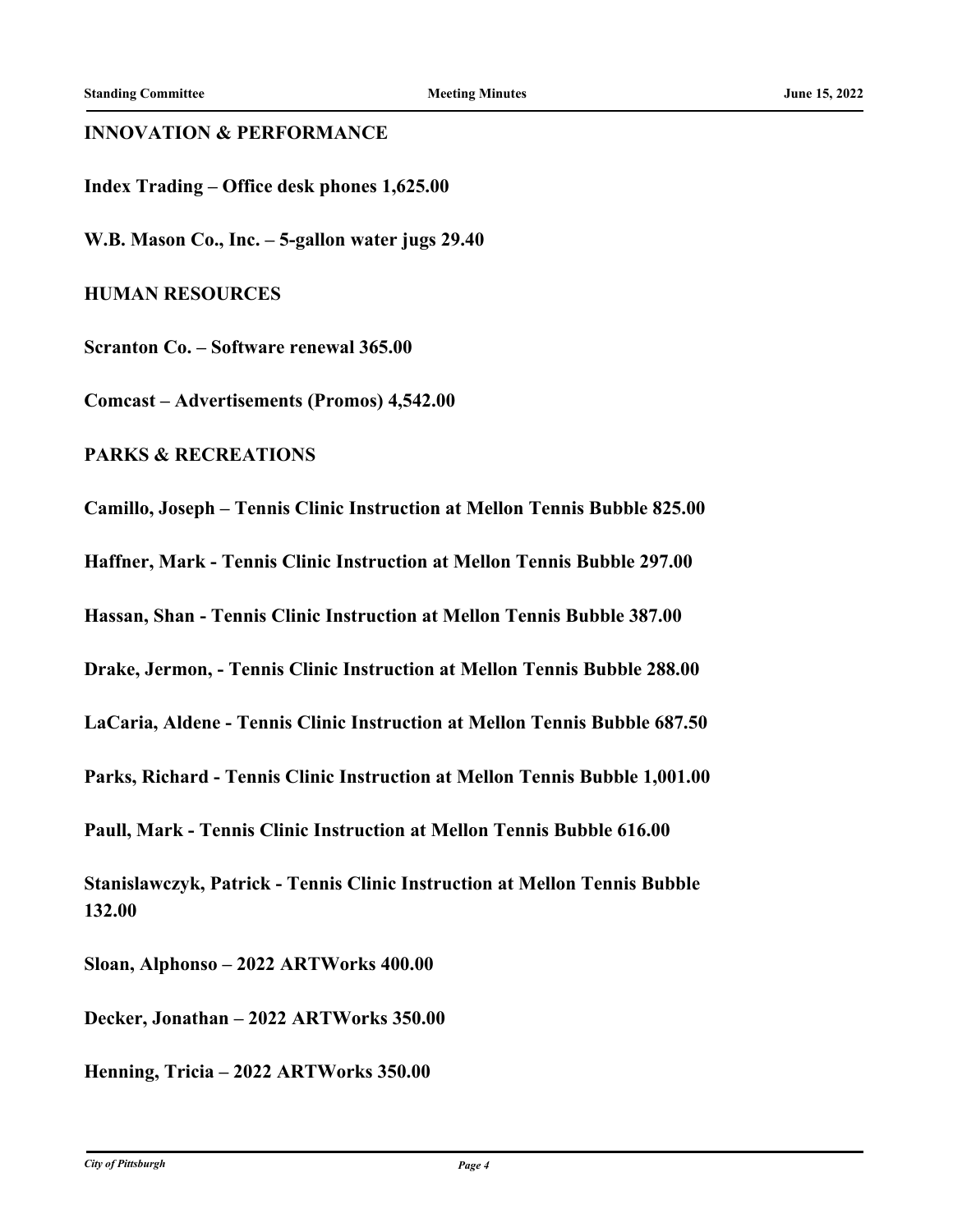**INNOVATION & PERFORMANCE**

**Index Trading – Office desk phones 1,625.00**

**W.B. Mason Co., Inc. – 5-gallon water jugs 29.40**

**HUMAN RESOURCES**

**Scranton Co. – Software renewal 365.00**

**Comcast – Advertisements (Promos) 4,542.00**

**PARKS & RECREATIONS**

**Camillo, Joseph – Tennis Clinic Instruction at Mellon Tennis Bubble 825.00**

**Haffner, Mark - Tennis Clinic Instruction at Mellon Tennis Bubble 297.00**

**Hassan, Shan - Tennis Clinic Instruction at Mellon Tennis Bubble 387.00**

**Drake, Jermon, - Tennis Clinic Instruction at Mellon Tennis Bubble 288.00**

**LaCaria, Aldene - Tennis Clinic Instruction at Mellon Tennis Bubble 687.50**

**Parks, Richard - Tennis Clinic Instruction at Mellon Tennis Bubble 1,001.00**

**Paull, Mark - Tennis Clinic Instruction at Mellon Tennis Bubble 616.00**

**Stanislawczyk, Patrick - Tennis Clinic Instruction at Mellon Tennis Bubble 132.00**

**Sloan, Alphonso – 2022 ARTWorks 400.00**

**Decker, Jonathan – 2022 ARTWorks 350.00**

**Henning, Tricia – 2022 ARTWorks 350.00**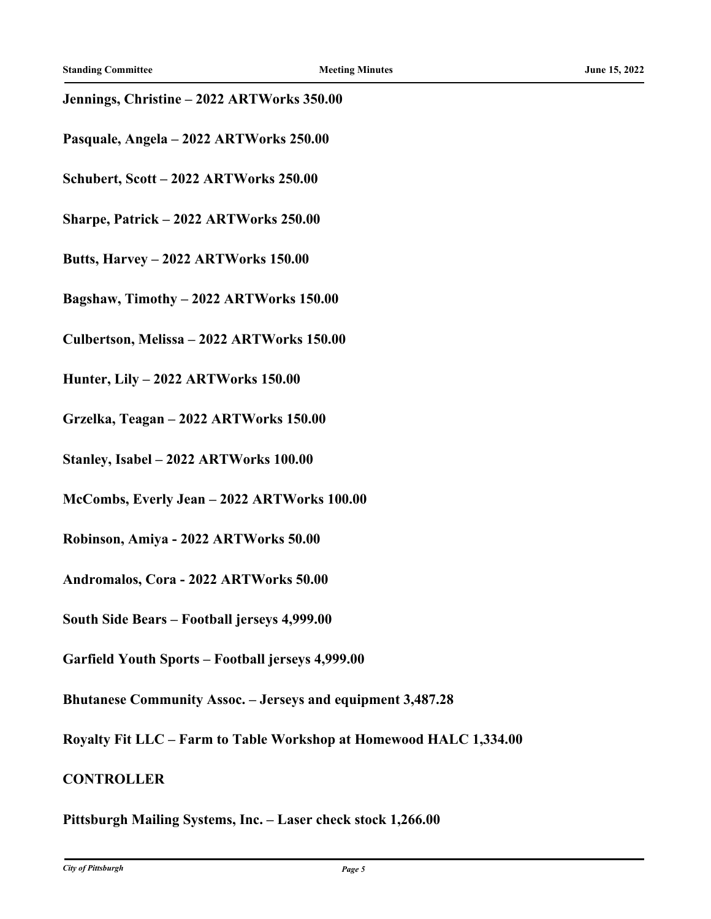**Jennings, Christine – 2022 ARTWorks 350.00**

**Pasquale, Angela – 2022 ARTWorks 250.00**

**Schubert, Scott – 2022 ARTWorks 250.00**

**Sharpe, Patrick – 2022 ARTWorks 250.00**

**Butts, Harvey – 2022 ARTWorks 150.00**

**Bagshaw, Timothy – 2022 ARTWorks 150.00**

**Culbertson, Melissa – 2022 ARTWorks 150.00**

**Hunter, Lily – 2022 ARTWorks 150.00**

**Grzelka, Teagan – 2022 ARTWorks 150.00**

**Stanley, Isabel – 2022 ARTWorks 100.00**

**McCombs, Everly Jean – 2022 ARTWorks 100.00**

**Robinson, Amiya - 2022 ARTWorks 50.00**

**Andromalos, Cora - 2022 ARTWorks 50.00**

**South Side Bears – Football jerseys 4,999.00**

**Garfield Youth Sports – Football jerseys 4,999.00**

**Bhutanese Community Assoc. – Jerseys and equipment 3,487.28**

**Royalty Fit LLC – Farm to Table Workshop at Homewood HALC 1,334.00**

**CONTROLLER**

**Pittsburgh Mailing Systems, Inc. – Laser check stock 1,266.00**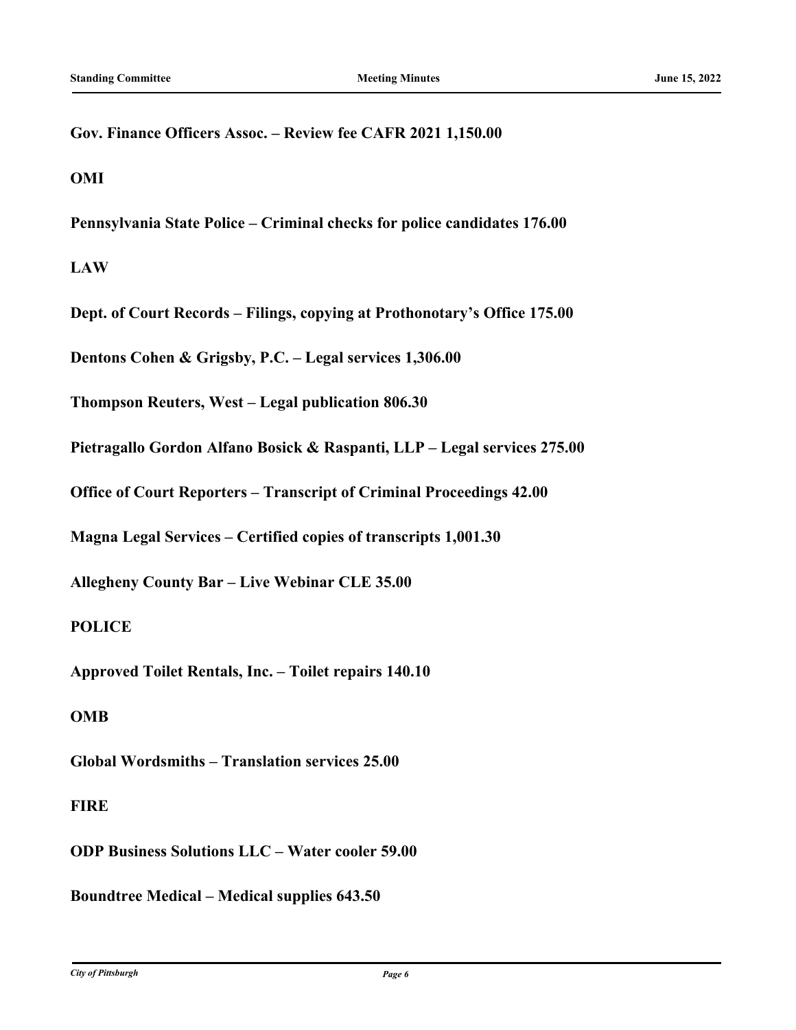**Gov. Finance Officers Assoc. – Review fee CAFR 2021 1,150.00**

**OMI**

**Pennsylvania State Police – Criminal checks for police candidates 176.00**

**LAW**

**Dept. of Court Records – Filings, copying at Prothonotary's Office 175.00**

**Dentons Cohen & Grigsby, P.C. – Legal services 1,306.00**

**Thompson Reuters, West – Legal publication 806.30**

**Pietragallo Gordon Alfano Bosick & Raspanti, LLP – Legal services 275.00**

**Office of Court Reporters – Transcript of Criminal Proceedings 42.00**

**Magna Legal Services – Certified copies of transcripts 1,001.30**

**Allegheny County Bar – Live Webinar CLE 35.00**

**POLICE**

**Approved Toilet Rentals, Inc. – Toilet repairs 140.10**

**OMB**

**Global Wordsmiths – Translation services 25.00**

**FIRE**

**ODP Business Solutions LLC – Water cooler 59.00**

**Boundtree Medical – Medical supplies 643.50**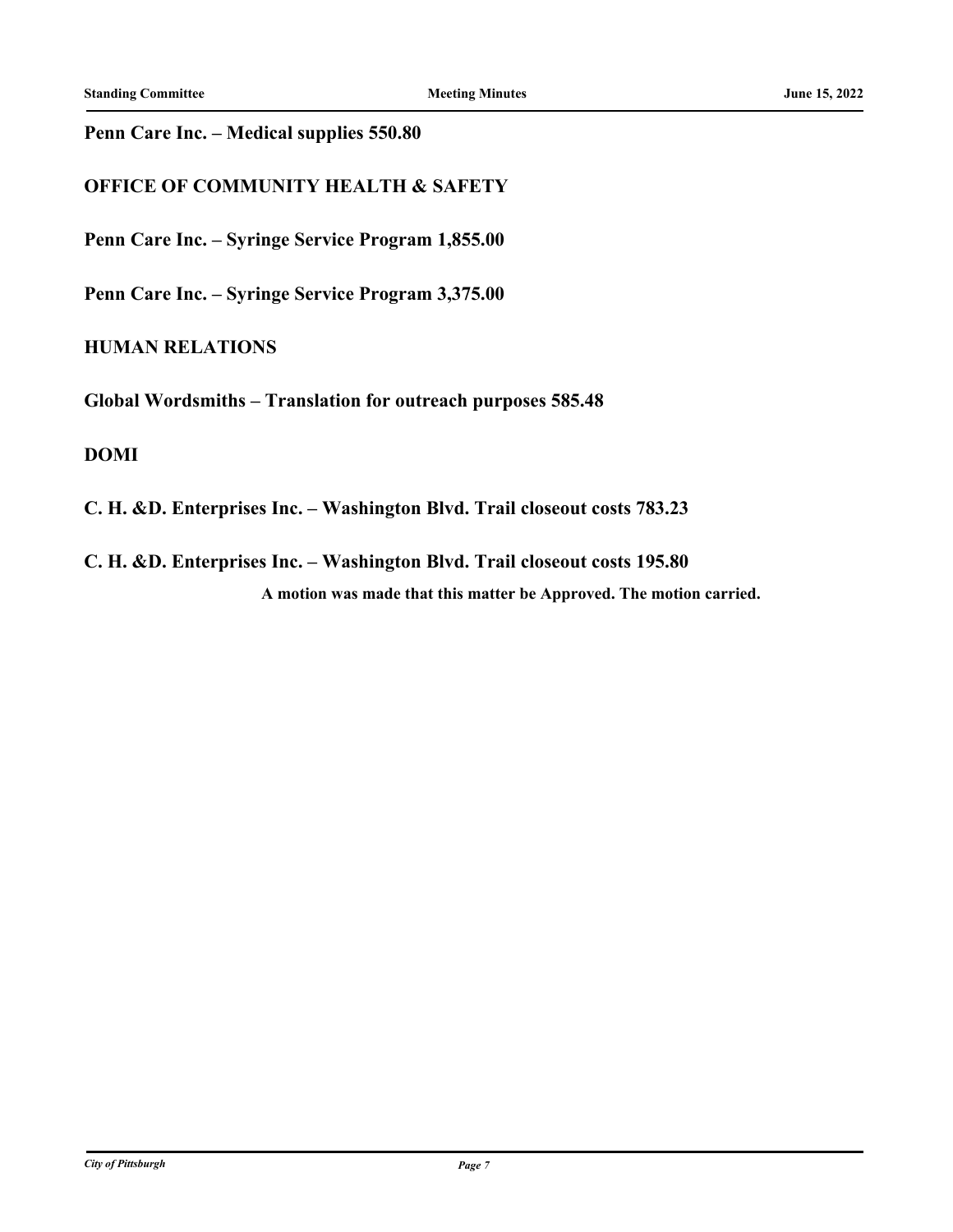**Penn Care Inc. – Medical supplies 550.80**

**OFFICE OF COMMUNITY HEALTH & SAFETY**

**Penn Care Inc. – Syringe Service Program 1,855.00**

**Penn Care Inc. – Syringe Service Program 3,375.00**

**HUMAN RELATIONS**

**Global Wordsmiths – Translation for outreach purposes 585.48**

**DOMI**

**C. H. &D. Enterprises Inc. – Washington Blvd. Trail closeout costs 783.23**

**C. H. &D. Enterprises Inc. – Washington Blvd. Trail closeout costs 195.80**

**A motion was made that this matter be Approved. The motion carried.**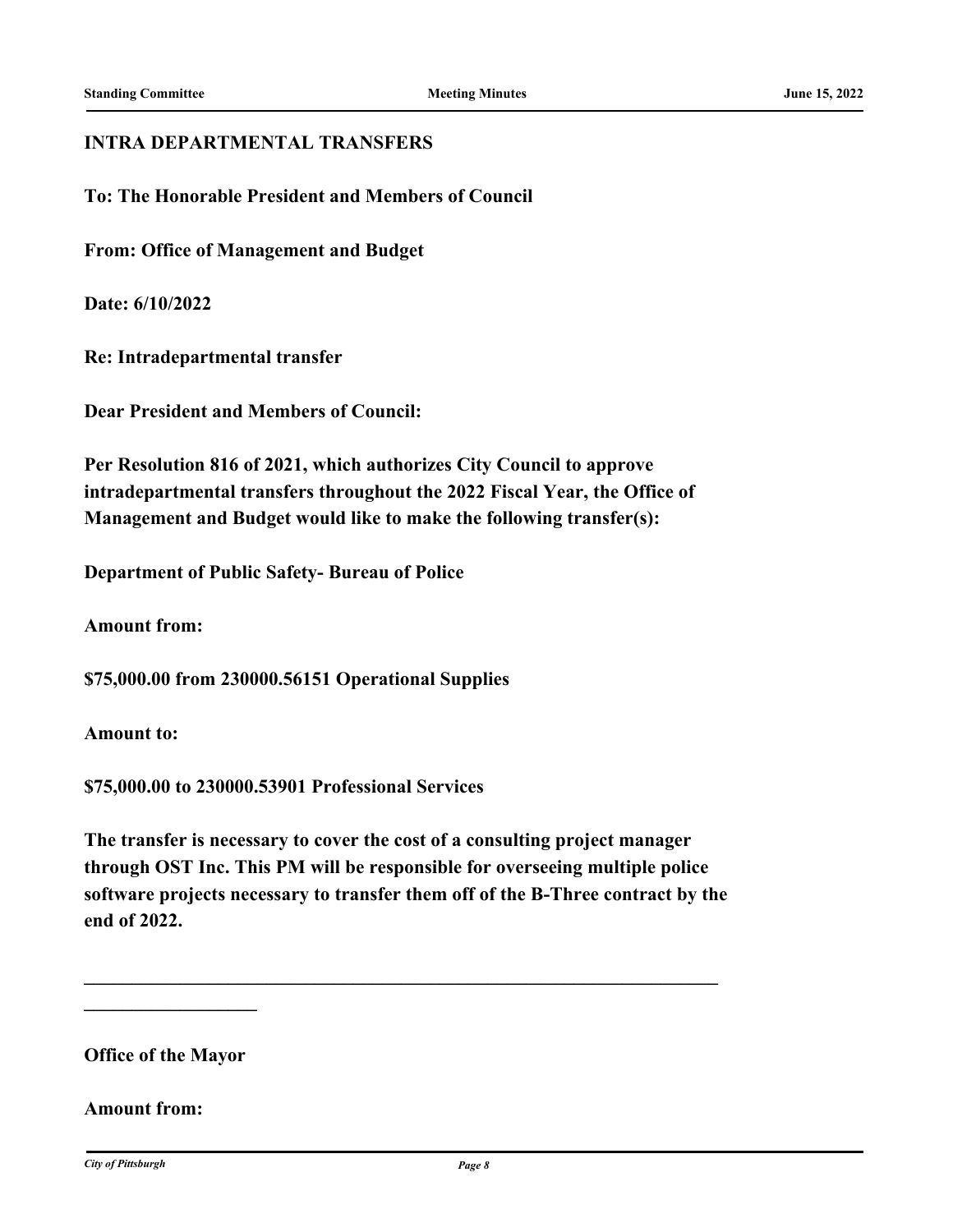**INTRA DEPARTMENTAL TRANSFERS**

**To: The Honorable President and Members of Council**

**From: Office of Management and Budget**

**Date: 6/10/2022**

**Re: Intradepartmental transfer**

**Dear President and Members of Council:**

**Per Resolution 816 of 2021, which authorizes City Council to approve intradepartmental transfers throughout the 2022 Fiscal Year, the Office of Management and Budget would like to make the following transfer(s):**

**Department of Public Safety- Bureau of Police**

**Amount from:**

**$75,000.00 from 230000.56151 Operational Supplies**

**Amount to:**

**$75,000.00 to 230000.53901 Professional Services**

**The transfer is necessary to cover the cost of a consulting project manager through OST Inc. This PM will be responsible for overseeing multiple police software projects necessary to transfer them off of the B-Three contract by the end of 2022.**

---

**Office of the Mayor**

**Amount from:**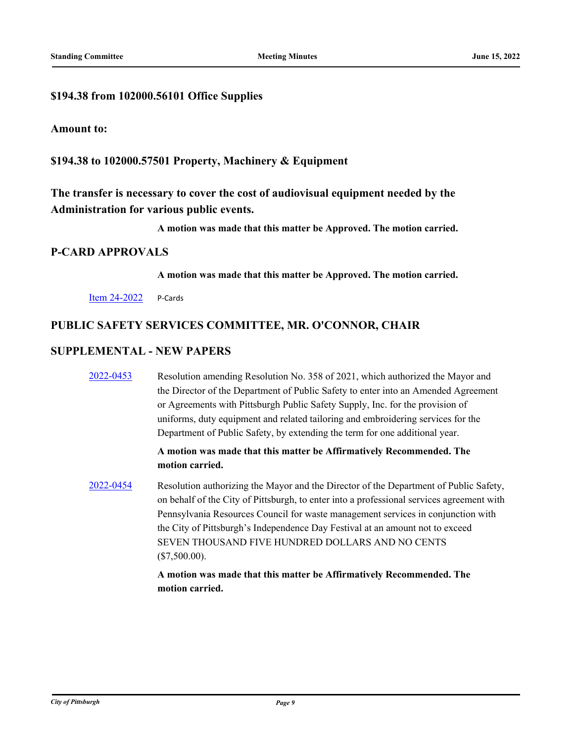**$194.38 from 102000.56101 Office Supplies**

**Amount to:**

**$194.38 to 102000.57501 Property, Machinery & Equipment**

**The transfer is necessary to cover the cost of audiovisual equipment needed by the Administration for various public events.**

**A motion was made that this matter be Approved. The motion carried.**

## P-CARD APPROVALS

**A motion was made that this matter be Approved. The motion carried.**

Item 24-2022 P-Cards

## PUBLIC SAFETY SERVICES COMMITTEE, MR. O'CONNOR, CHAIR

## SUPPLEMENTAL - NEW PAPERS

2022-0453 Resolution amending Resolution No. 358 of 2021, which authorized the Mayor and the Director of the Department of Public Safety to enter into an Amended Agreement or Agreements with Pittsburgh Public Safety Supply, Inc. for the provision of uniforms, duty equipment and related tailoring and embroidering services for the Department of Public Safety, by extending the term for one additional year.

**A motion was made that this matter be Affirmatively Recommended. The motion carried.**

2022-0454 Resolution authorizing the Mayor and the Director of the Department of Public Safety, on behalf of the City of Pittsburgh, to enter into a professional services agreement with Pennsylvania Resources Council for waste management services in conjunction with the City of Pittsburgh's Independence Day Festival at an amount not to exceed SEVEN THOUSAND FIVE HUNDRED DOLLARS AND NO CENTS ($7,500.00).

**A motion was made that this matter be Affirmatively Recommended. The motion carried.**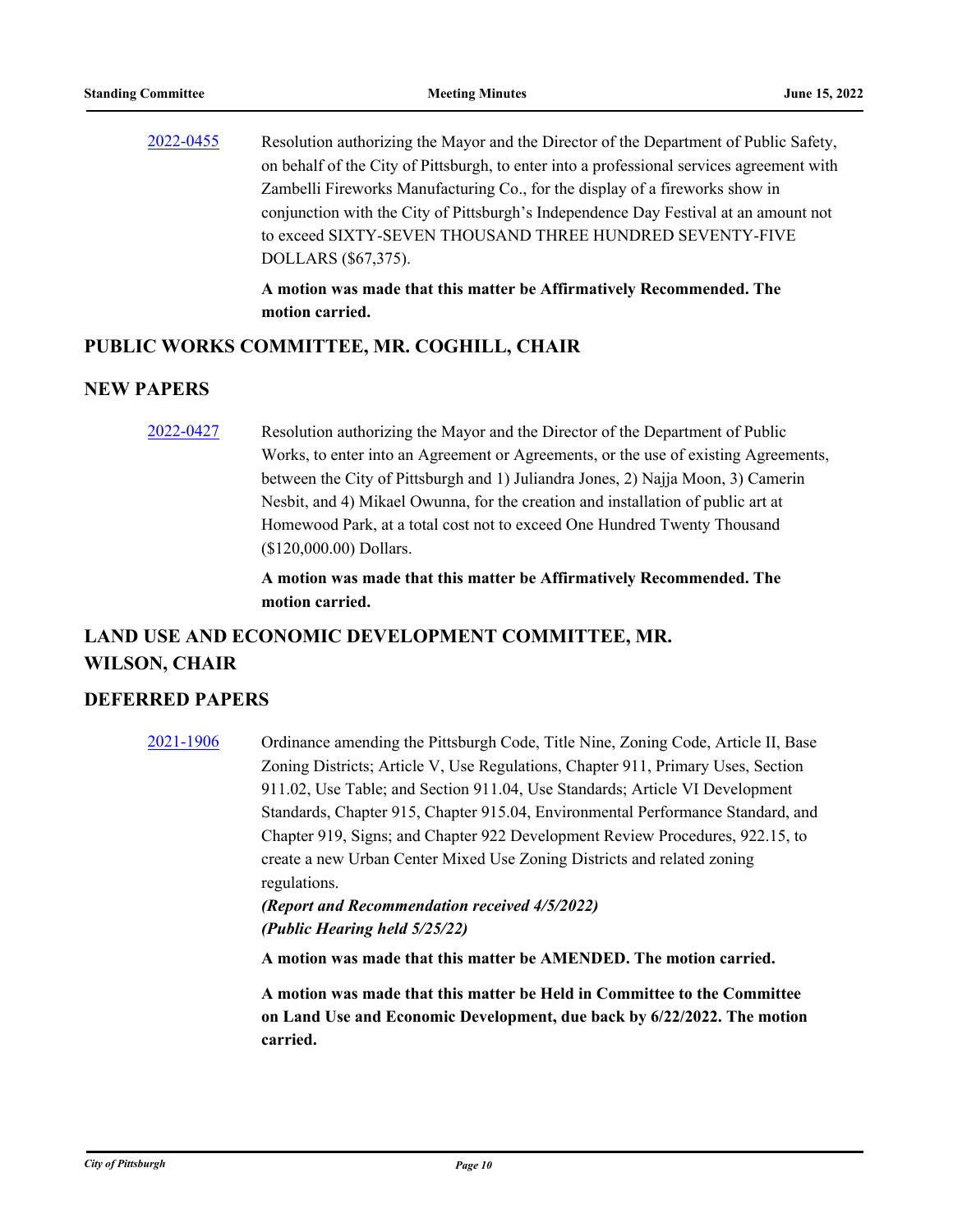2022-0455 Resolution authorizing the Mayor and the Director of the Department of Public Safety, on behalf of the City of Pittsburgh, to enter into a professional services agreement with Zambelli Fireworks Manufacturing Co., for the display of a fireworks show in conjunction with the City of Pittsburgh's Independence Day Festival at an amount not to exceed SIXTY-SEVEN THOUSAND THREE HUNDRED SEVENTY-FIVE DOLLARS ($67,375).

**A motion was made that this matter be Affirmatively Recommended. The motion carried.**

## PUBLIC WORKS COMMITTEE, MR. COGHILL, CHAIR

## NEW PAPERS

2022-0427 Resolution authorizing the Mayor and the Director of the Department of Public Works, to enter into an Agreement or Agreements, or the use of existing Agreements, between the City of Pittsburgh and 1) Juliandra Jones, 2) Najja Moon, 3) Camerin Nesbit, and 4) Mikael Owunna, for the creation and installation of public art at Homewood Park, at a total cost not to exceed One Hundred Twenty Thousand ($120,000.00) Dollars.

**A motion was made that this matter be Affirmatively Recommended. The motion carried.**

## LAND USE AND ECONOMIC DEVELOPMENT COMMITTEE, MR. WILSON, CHAIR

## DEFERRED PAPERS

2021-1906 Ordinance amending the Pittsburgh Code, Title Nine, Zoning Code, Article II, Base Zoning Districts; Article V, Use Regulations, Chapter 911, Primary Uses, Section 911.02, Use Table; and Section 911.04, Use Standards; Article VI Development Standards, Chapter 915, Chapter 915.04, Environmental Performance Standard, and Chapter 919, Signs; and Chapter 922 Development Review Procedures, 922.15, to create a new Urban Center Mixed Use Zoning Districts and related zoning regulations.
***(Report and Recommendation received 4/5/2022)***
***(Public Hearing held 5/25/22)***

**A motion was made that this matter be AMENDED. The motion carried.**

**A motion was made that this matter be Held in Committee to the Committee on Land Use and Economic Development, due back by 6/22/2022. The motion carried.**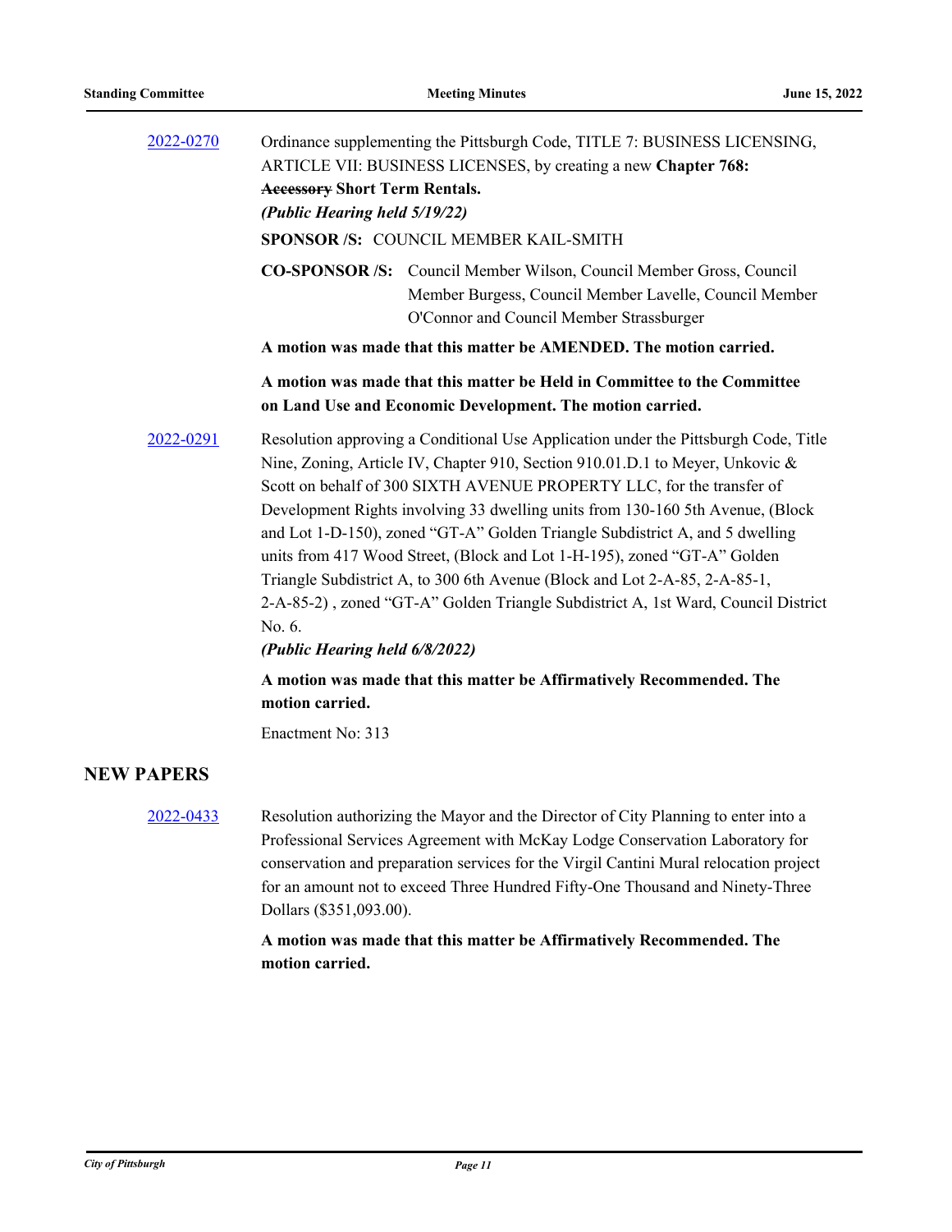2022-0270 Ordinance supplementing the Pittsburgh Code, TITLE 7: BUSINESS LICENSING, ARTICLE VII: BUSINESS LICENSES, by creating a new **Chapter 768:** ~~**Accessory**~~ **Short Term Rentals.**
***(Public Hearing held 5/19/22)***

**SPONSOR /S:** COUNCIL MEMBER KAIL-SMITH

**CO-SPONSOR /S:** Council Member Wilson, Council Member Gross, Council Member Burgess, Council Member Lavelle, Council Member O'Connor and Council Member Strassburger

**A motion was made that this matter be AMENDED. The motion carried.**

**A motion was made that this matter be Held in Committee to the Committee on Land Use and Economic Development. The motion carried.**

2022-0291 Resolution approving a Conditional Use Application under the Pittsburgh Code, Title Nine, Zoning, Article IV, Chapter 910, Section 910.01.D.1 to Meyer, Unkovic & Scott on behalf of 300 SIXTH AVENUE PROPERTY LLC, for the transfer of Development Rights involving 33 dwelling units from 130-160 5th Avenue, (Block and Lot 1-D-150), zoned "GT-A" Golden Triangle Subdistrict A, and 5 dwelling units from 417 Wood Street, (Block and Lot 1-H-195), zoned "GT-A" Golden Triangle Subdistrict A, to 300 6th Avenue (Block and Lot 2-A-85, 2-A-85-1, 2-A-85-2) , zoned "GT-A" Golden Triangle Subdistrict A, 1st Ward, Council District No. 6.
***(Public Hearing held 6/8/2022)***

**A motion was made that this matter be Affirmatively Recommended. The motion carried.**

Enactment No: 313

## NEW PAPERS

2022-0433 Resolution authorizing the Mayor and the Director of City Planning to enter into a Professional Services Agreement with McKay Lodge Conservation Laboratory for conservation and preparation services for the Virgil Cantini Mural relocation project for an amount not to exceed Three Hundred Fifty-One Thousand and Ninety-Three Dollars ($351,093.00).

**A motion was made that this matter be Affirmatively Recommended. The motion carried.**